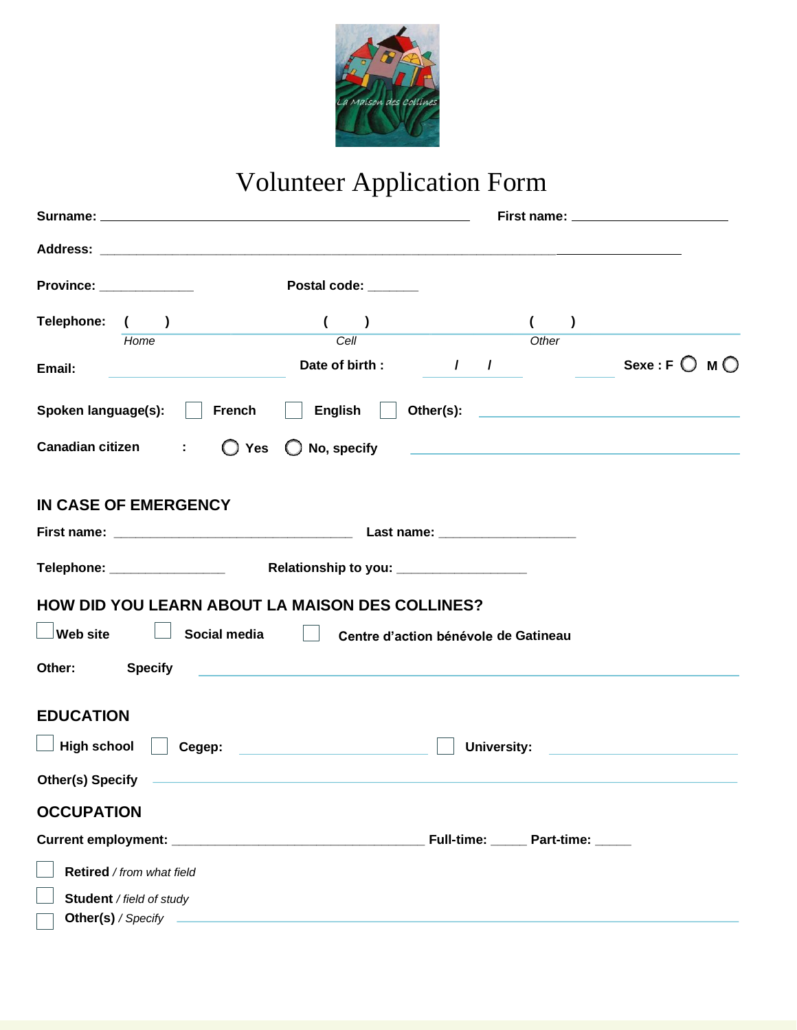# Volunteer Application Form

**Surname:** ______________________________ **First name:** ____________________

**Address:** ______________________________________________________________

**Province:** _____________ **Postal code:** _______

**Telephone:** ( ) ( ) ( )
*Home* *Cell* *Other*

**Email:** ______________ **Date of birth :** / / **Sexe : F** ○ **M** ○

**Spoken language(s):** ☐ **French** ☐ **English** ☐ **Other(s):** ____________________

**Canadian citizen :** ○ **Yes** ○ **No, specify** ____________________

## IN CASE OF EMERGENCY

**First name:** _____________________________ **Last name:** __________________

**Telephone:** ________________ **Relationship to you:** _________________

## HOW DID YOU LEARN ABOUT LA MAISON DES COLLINES?

☐ **Web site** ☐ **Social media** ☐ **Centre d'action bénévole de Gatineau**

**Other:** **Specify** ______________________________________________

## EDUCATION

☐ **High school** ☐ **Cegep:** ____________________ ☐ **University:** ____________________

**Other(s) Specify** ______________________________________________

## OCCUPATION

**Current employment:** ___________________________________ **Full-time:** _____ **Part-time:** _____

☐ **Retired** / *from what field*

☐ **Student** / *field of study*

☐ **Other(s)** / *Specify* ______________________________________________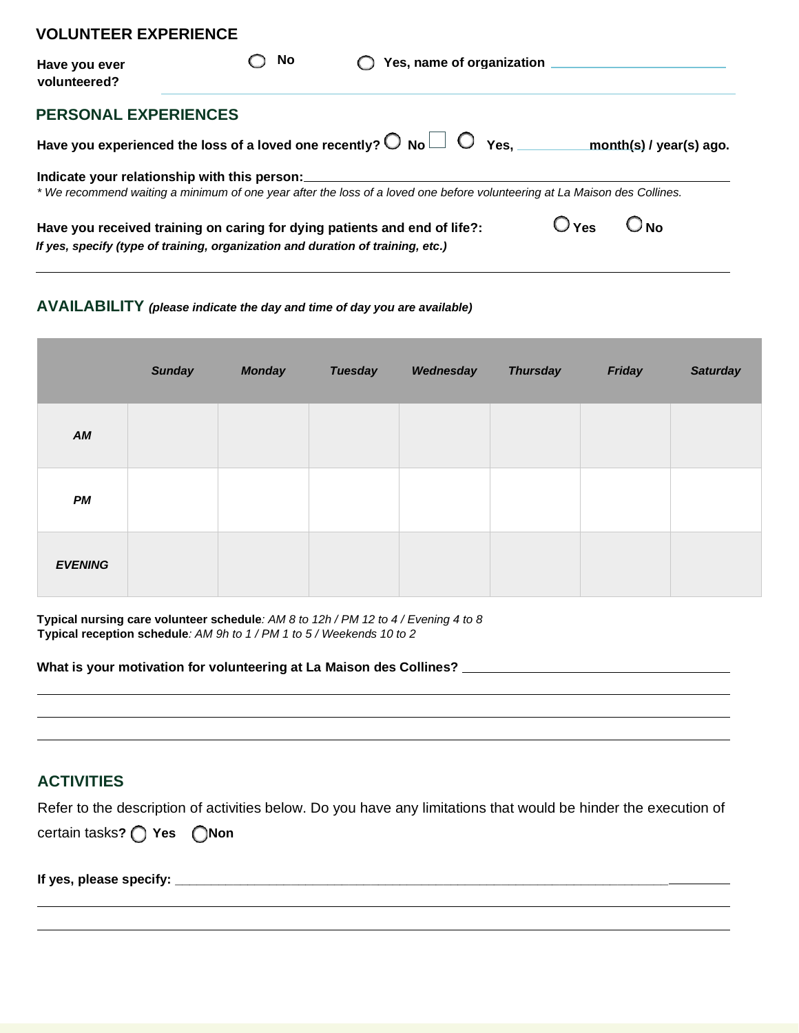## VOLUNTEER EXPERIENCE

**Have you ever volunteered?** ◯ **No** ◯ **Yes, name of organization** ______________________

## PERSONAL EXPERIENCES

**Have you experienced the loss of a loved one recently?** ◯ **No** ☐ ◯ **Yes,** __________ **month(s) / year(s) ago.**

**Indicate your relationship with this person:** ______________________________________________

*\* We recommend waiting a minimum of one year after the loss of a loved one before volunteering at La Maison des Collines.*

**Have you received training on caring for dying patients and end of life?:** ◯ **Yes** ◯ **No**

***If yes, specify (type of training, organization and duration of training, etc.)***

______________________________________________________________________________

## AVAILABILITY ***(please indicate the day and time of day you are available)***

| | *Sunday* | *Monday* | *Tuesday* | *Wednesday* | *Thursday* | *Friday* | *Saturday* |
|---|---|---|---|---|---|---|---|
| ***AM*** | | | | | | | |
| ***PM*** | | | | | | | |
| ***EVENING*** | | | | | | | |

**Typical nursing care volunteer schedule***: AM 8 to 12h / PM 12 to 4 / Evening 4 to 8*
**Typical reception schedule***: AM 9h to 1 / PM 1 to 5 / Weekends 10 to 2*

**What is your motivation for volunteering at La Maison des Collines?** ______________________________

______________________________________________________________________________

______________________________________________________________________________

______________________________________________________________________________

## ACTIVITIES

Refer to the description of activities below. Do you have any limitations that would be hinder the execution of certain tasks**?** ◯ **Yes** ◯**Non**

**If yes, please specify:** ______________________________________________________________

______________________________________________________________________________

______________________________________________________________________________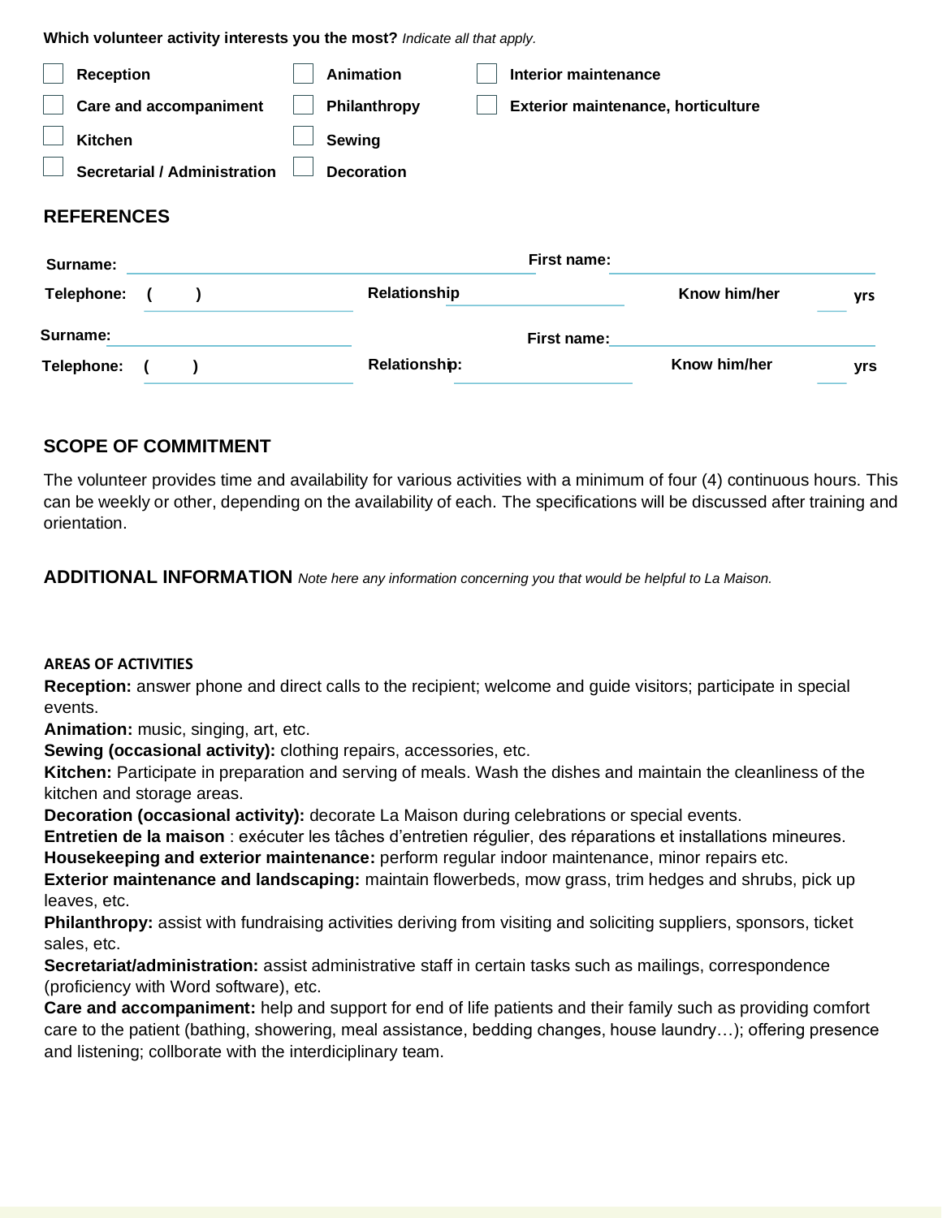**Which volunteer activity interests you the most?** *Indicate all that apply.*

- ☐ **Reception**
- ☐ **Care and accompaniment**
- ☐ **Kitchen**
- ☐ **Secretarial / Administration**
- ☐ **Animation**
- ☐ **Philanthropy**
- ☐ **Sewing**
- ☐ **Decoration**
- ☐ **Interior maintenance**
- ☐ **Exterior maintenance, horticulture**

## REFERENCES

**Surname:** ______________________ **First name:** ______________________

**Telephone:** ( ) ______________ **Relationship** ______________ **Know him/her** ____ **yrs**

**Surname:** ______________________ **First name:** ______________________

**Telephone:** ( ) ______________ **Relationship:** ______________ **Know him/her** ____ **yrs**

## SCOPE OF COMMITMENT

The volunteer provides time and availability for various activities with a minimum of four (4) continuous hours. This can be weekly or other, depending on the availability of each. The specifications will be discussed after training and orientation.

## ADDITIONAL INFORMATION *Note here any information concerning you that would be helpful to La Maison.*

### AREAS OF ACTIVITIES

**Reception:** answer phone and direct calls to the recipient; welcome and guide visitors; participate in special events.
**Animation:** music, singing, art, etc.
**Sewing (occasional activity):** clothing repairs, accessories, etc.
**Kitchen:** Participate in preparation and serving of meals. Wash the dishes and maintain the cleanliness of the kitchen and storage areas.
**Decoration (occasional activity):** decorate La Maison during celebrations or special events.
**Entretien de la maison** : exécuter les tâches d'entretien régulier, des réparations et installations mineures.
**Housekeeping and exterior maintenance:** perform regular indoor maintenance, minor repairs etc.
**Exterior maintenance and landscaping:** maintain flowerbeds, mow grass, trim hedges and shrubs, pick up leaves, etc.
**Philanthropy:** assist with fundraising activities deriving from visiting and soliciting suppliers, sponsors, ticket sales, etc.
**Secretariat/administration:** assist administrative staff in certain tasks such as mailings, correspondence (proficiency with Word software), etc.
**Care and accompaniment:** help and support for end of life patients and their family such as providing comfort care to the patient (bathing, showering, meal assistance, bedding changes, house laundry…); offering presence and listening; collborate with the interdiciplinary team.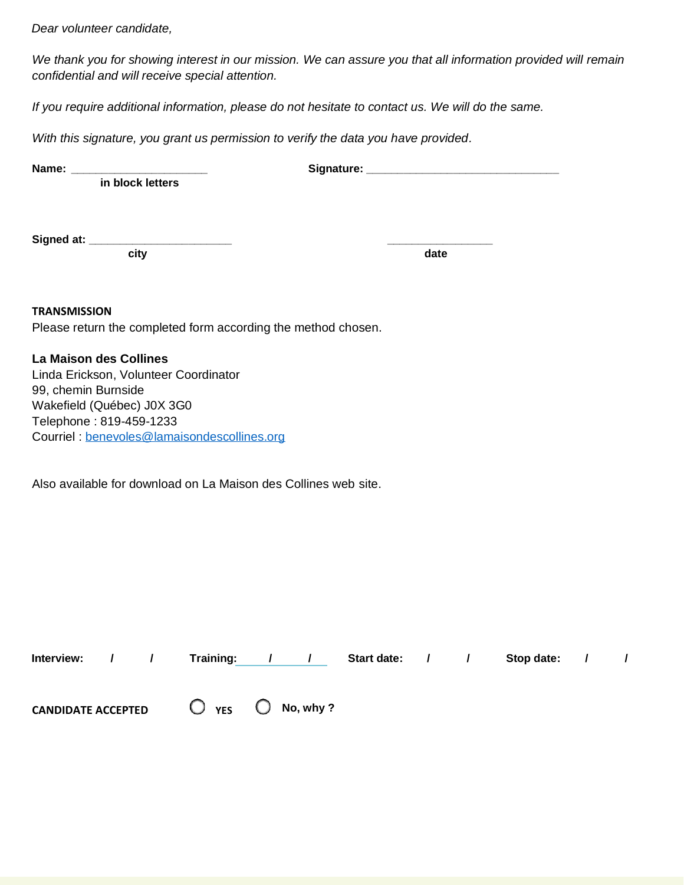*Dear volunteer candidate,*

*We thank you for showing interest in our mission. We can assure you that all information provided will remain confidential and will receive special attention.*

*If you require additional information, please do not hesitate to contact us. We will do the same.*

*With this signature, you grant us permission to verify the data you have provided.*

**Name:** _____________________ **Signature:** ______________________________
**in block letters**

**Signed at:** ______________________ _______________
**city** **date**

**TRANSMISSION**

Please return the completed form according the method chosen.

**La Maison des Collines**
Linda Erickson, Volunteer Coordinator
99, chemin Burnside
Wakefield (Québec) J0X 3G0
Telephone : 819-459-1233
Courriel : benevoles@lamaisondescollines.org

Also available for download on La Maison des Collines web site.

**Interview:** / / **Training:** / / **Start date:** / / **Stop date:** / /

**CANDIDATE ACCEPTED** ◯ **YES** ◯ **No, why ?**